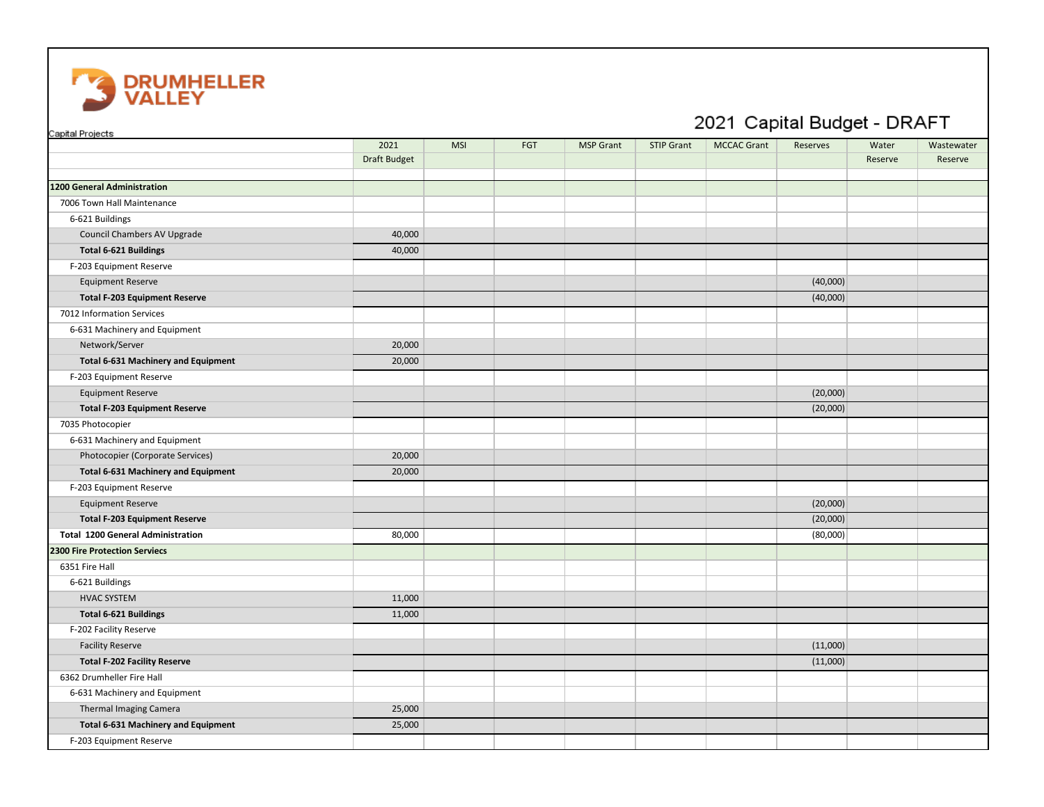DRUMHELLER VALLEY

Capital Projects

# 2021 Capital Budget - DRAFT

| | 2021 Draft Budget | MSI | FGT | MSP Grant | STIP Grant | MCCAC Grant | Reserves | Water Reserve | Wastewater Reserve |
|---|---|---|---|---|---|---|---|---|---|
| **1200 General Administration** | | | | | | | | | |
| 7006 Town Hall Maintenance | | | | | | | | | |
| 6-621 Buildings | | | | | | | | | |
| Council Chambers AV Upgrade | 40,000 | | | | | | | | |
| **Total 6-621 Buildings** | 40,000 | | | | | | | | |
| F-203 Equipment Reserve | | | | | | | | | |
| Equipment Reserve | | | | | | | (40,000) | | |
| **Total F-203 Equipment Reserve** | | | | | | | (40,000) | | |
| 7012 Information Services | | | | | | | | | |
| 6-631 Machinery and Equipment | | | | | | | | | |
| Network/Server | 20,000 | | | | | | | | |
| **Total 6-631 Machinery and Equipment** | 20,000 | | | | | | | | |
| F-203 Equipment Reserve | | | | | | | | | |
| Equipment Reserve | | | | | | | (20,000) | | |
| **Total F-203 Equipment Reserve** | | | | | | | (20,000) | | |
| 7035 Photocopier | | | | | | | | | |
| 6-631 Machinery and Equipment | | | | | | | | | |
| Photocopier (Corporate Services) | 20,000 | | | | | | | | |
| **Total 6-631 Machinery and Equipment** | 20,000 | | | | | | | | |
| F-203 Equipment Reserve | | | | | | | | | |
| Equipment Reserve | | | | | | | (20,000) | | |
| **Total F-203 Equipment Reserve** | | | | | | | (20,000) | | |
| **Total 1200 General Administration** | 80,000 | | | | | | (80,000) | | |
| **2300 Fire Protection Services** | | | | | | | | | |
| 6351 Fire Hall | | | | | | | | | |
| 6-621 Buildings | | | | | | | | | |
| HVAC SYSTEM | 11,000 | | | | | | | | |
| **Total 6-621 Buildings** | 11,000 | | | | | | | | |
| F-202 Facility Reserve | | | | | | | | | |
| Facility Reserve | | | | | | | (11,000) | | |
| **Total F-202 Facility Reserve** | | | | | | | (11,000) | | |
| 6362 Drumheller Fire Hall | | | | | | | | | |
| 6-631 Machinery and Equipment | | | | | | | | | |
| Thermal Imaging Camera | 25,000 | | | | | | | | |
| **Total 6-631 Machinery and Equipment** | 25,000 | | | | | | | | |
| F-203 Equipment Reserve | | | | | | | | | |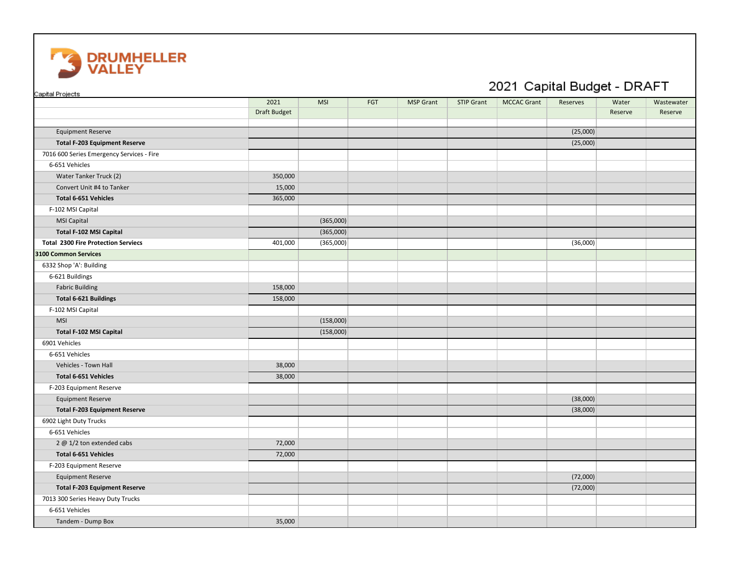**DRUMHELLER VALLEY**

# 2021 Capital Budget - DRAFT

Capital Projects

| | 2021 Draft Budget | MSI | FGT | MSP Grant | STIP Grant | MCCAC Grant | Reserves | Water Reserve | Wastewater Reserve |
|---|---|---|---|---|---|---|---|---|---|
| Equipment Reserve | | | | | | | (25,000) | | |
| **Total F-203 Equipment Reserve** | | | | | | | (25,000) | | |
| 7016 600 Series Emergency Services - Fire | | | | | | | | | |
| 6-651 Vehicles | | | | | | | | | |
| Water Tanker Truck (2) | 350,000 | | | | | | | | |
| Convert Unit #4 to Tanker | 15,000 | | | | | | | | |
| **Total 6-651 Vehicles** | 365,000 | | | | | | | | |
| F-102 MSI Capital | | | | | | | | | |
| MSI Capital | | (365,000) | | | | | | | |
| **Total F-102 MSI Capital** | | (365,000) | | | | | | | |
| **Total 2300 Fire Protection Serviecs** | 401,000 | (365,000) | | | | | (36,000) | | |
| **3100 Common Services** | | | | | | | | | |
| 6332 Shop 'A': Building | | | | | | | | | |
| 6-621 Buildings | | | | | | | | | |
| Fabric Building | 158,000 | | | | | | | | |
| **Total 6-621 Buildings** | 158,000 | | | | | | | | |
| F-102 MSI Capital | | | | | | | | | |
| MSI | | (158,000) | | | | | | | |
| **Total F-102 MSI Capital** | | (158,000) | | | | | | | |
| 6901 Vehicles | | | | | | | | | |
| 6-651 Vehicles | | | | | | | | | |
| Vehicles - Town Hall | 38,000 | | | | | | | | |
| **Total 6-651 Vehicles** | 38,000 | | | | | | | | |
| F-203 Equipment Reserve | | | | | | | | | |
| Equipment Reserve | | | | | | | (38,000) | | |
| **Total F-203 Equipment Reserve** | | | | | | | (38,000) | | |
| 6902 Light Duty Trucks | | | | | | | | | |
| 6-651 Vehicles | | | | | | | | | |
| 2 @ 1/2 ton extended cabs | 72,000 | | | | | | | | |
| **Total 6-651 Vehicles** | 72,000 | | | | | | | | |
| F-203 Equipment Reserve | | | | | | | | | |
| Equipment Reserve | | | | | | | (72,000) | | |
| **Total F-203 Equipment Reserve** | | | | | | | (72,000) | | |
| 7013 300 Series Heavy Duty Trucks | | | | | | | | | |
| 6-651 Vehicles | | | | | | | | | |
| Tandem - Dump Box | 35,000 | | | | | | | | |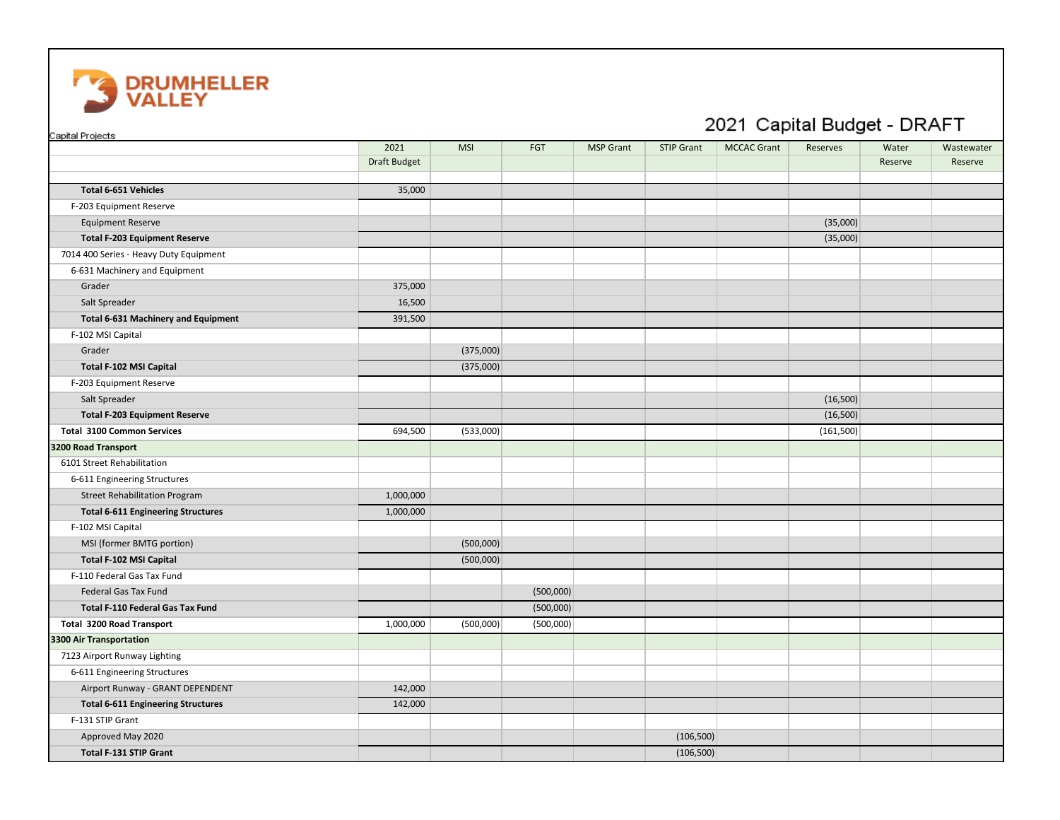# 2021 Capital Budget - DRAFT

Capital Projects

| | 2021 Draft Budget | MSI | FGT | MSP Grant | STIP Grant | MCCAC Grant | Reserves | Water Reserve | Wastewater Reserve |
|---|---|---|---|---|---|---|---|---|---|
| **Total 6-651 Vehicles** | 35,000 | | | | | | | | |
| F-203 Equipment Reserve | | | | | | | | | |
| Equipment Reserve | | | | | | | (35,000) | | |
| **Total F-203 Equipment Reserve** | | | | | | | (35,000) | | |
| 7014 400 Series - Heavy Duty Equipment | | | | | | | | | |
| 6-631 Machinery and Equipment | | | | | | | | | |
| Grader | 375,000 | | | | | | | | |
| Salt Spreader | 16,500 | | | | | | | | |
| **Total 6-631 Machinery and Equipment** | 391,500 | | | | | | | | |
| F-102 MSI Capital | | | | | | | | | |
| Grader | | (375,000) | | | | | | | |
| **Total F-102 MSI Capital** | | (375,000) | | | | | | | |
| F-203 Equipment Reserve | | | | | | | | | |
| Salt Spreader | | | | | | | (16,500) | | |
| **Total F-203 Equipment Reserve** | | | | | | | (16,500) | | |
| **Total 3100 Common Services** | 694,500 | (533,000) | | | | | (161,500) | | |
| **3200 Road Transport** | | | | | | | | | |
| 6101 Street Rehabilitation | | | | | | | | | |
| 6-611 Engineering Structures | | | | | | | | | |
| Street Rehabilitation Program | 1,000,000 | | | | | | | | |
| **Total 6-611 Engineering Structures** | 1,000,000 | | | | | | | | |
| F-102 MSI Capital | | | | | | | | | |
| MSI (former BMTG portion) | | (500,000) | | | | | | | |
| **Total F-102 MSI Capital** | | (500,000) | | | | | | | |
| F-110 Federal Gas Tax Fund | | | | | | | | | |
| Federal Gas Tax Fund | | | (500,000) | | | | | | |
| **Total F-110 Federal Gas Tax Fund** | | | (500,000) | | | | | | |
| **Total 3200 Road Transport** | 1,000,000 | (500,000) | (500,000) | | | | | | |
| **3300 Air Transportation** | | | | | | | | | |
| 7123 Airport Runway Lighting | | | | | | | | | |
| 6-611 Engineering Structures | | | | | | | | | |
| Airport Runway - GRANT DEPENDENT | 142,000 | | | | | | | | |
| **Total 6-611 Engineering Structures** | 142,000 | | | | | | | | |
| F-131 STIP Grant | | | | | | | | | |
| Approved May 2020 | | | | | (106,500) | | | | |
| **Total F-131 STIP Grant** | | | | | (106,500) | | | | |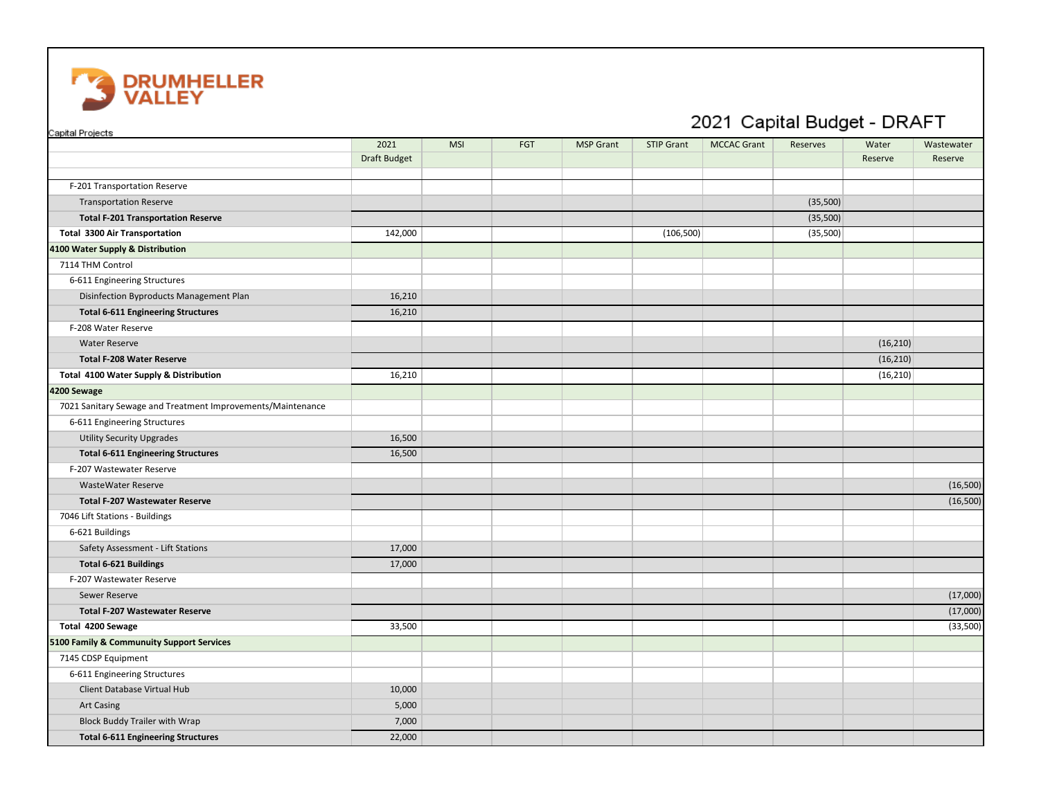# DRUMHELLER VALLEY

## 2021 Capital Budget - DRAFT

Capital Projects

| | 2021 Draft Budget | MSI | FGT | MSP Grant | STIP Grant | MCCAC Grant | Reserves | Water Reserve | Wastewater Reserve |
|---|---|---|---|---|---|---|---|---|---|
| F-201 Transportation Reserve | | | | | | | | | |
| Transportation Reserve | | | | | | | (35,500) | | |
| **Total F-201 Transportation Reserve** | | | | | | | (35,500) | | |
| **Total 3300 Air Transportation** | 142,000 | | | | (106,500) | | (35,500) | | |
| **4100 Water Supply & Distribution** | | | | | | | | | |
| 7114 THM Control | | | | | | | | | |
| 6-611 Engineering Structures | | | | | | | | | |
| Disinfection Byproducts Management Plan | 16,210 | | | | | | | | |
| **Total 6-611 Engineering Structures** | 16,210 | | | | | | | | |
| F-208 Water Reserve | | | | | | | | | |
| Water Reserve | | | | | | | | (16,210) | |
| **Total F-208 Water Reserve** | | | | | | | | (16,210) | |
| **Total 4100 Water Supply & Distribution** | 16,210 | | | | | | | (16,210) | |
| **4200 Sewage** | | | | | | | | | |
| 7021 Sanitary Sewage and Treatment Improvements/Maintenance | | | | | | | | | |
| 6-611 Engineering Structures | | | | | | | | | |
| Utility Security Upgrades | 16,500 | | | | | | | | |
| **Total 6-611 Engineering Structures** | 16,500 | | | | | | | | |
| F-207 Wastewater Reserve | | | | | | | | | |
| WasteWater Reserve | | | | | | | | | (16,500) |
| **Total F-207 Wastewater Reserve** | | | | | | | | | (16,500) |
| 7046 Lift Stations - Buildings | | | | | | | | | |
| 6-621 Buildings | | | | | | | | | |
| Safety Assessment - Lift Stations | 17,000 | | | | | | | | |
| **Total 6-621 Buildings** | 17,000 | | | | | | | | |
| F-207 Wastewater Reserve | | | | | | | | | |
| Sewer Reserve | | | | | | | | | (17,000) |
| **Total F-207 Wastewater Reserve** | | | | | | | | | (17,000) |
| **Total 4200 Sewage** | 33,500 | | | | | | | | (33,500) |
| **5100 Family & Community Support Services** | | | | | | | | | |
| 7145 CDSP Equipment | | | | | | | | | |
| 6-611 Engineering Structures | | | | | | | | | |
| Client Database Virtual Hub | 10,000 | | | | | | | | |
| Art Casing | 5,000 | | | | | | | | |
| Block Buddy Trailer with Wrap | 7,000 | | | | | | | | |
| **Total 6-611 Engineering Structures** | 22,000 | | | | | | | | |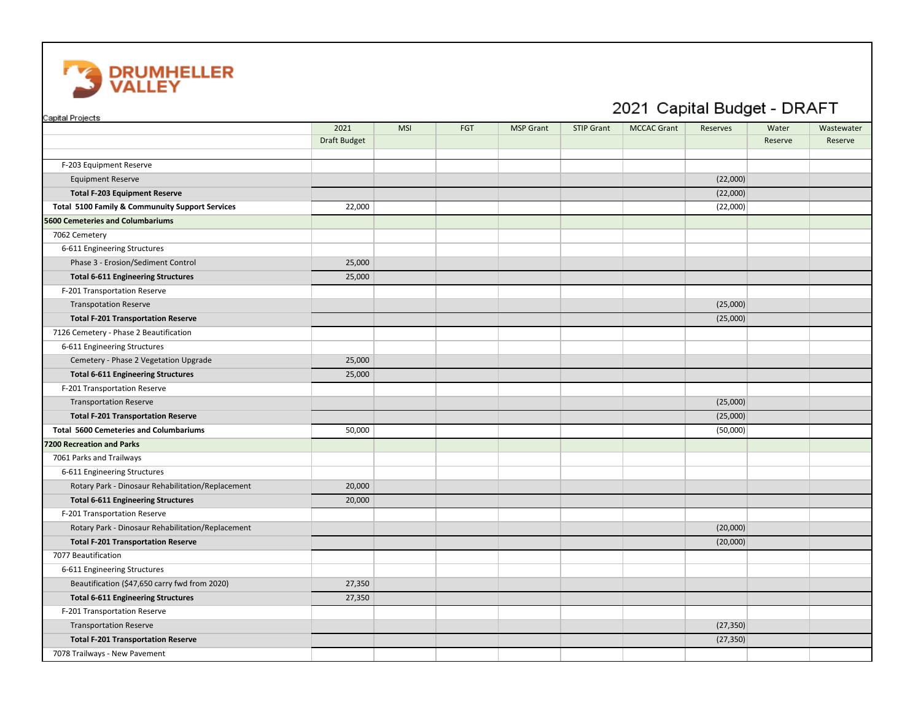# 2021 Capital Budget - DRAFT

Capital Projects

| | 2021 Draft Budget | MSI | FGT | MSP Grant | STIP Grant | MCCAC Grant | Reserves | Water Reserve | Wastewater Reserve |
|---|---|---|---|---|---|---|---|---|---|
| F-203 Equipment Reserve | | | | | | | | | |
| Equipment Reserve | | | | | | | (22,000) | | |
| **Total F-203 Equipment Reserve** | | | | | | | (22,000) | | |
| **Total 5100 Family & Community Support Services** | 22,000 | | | | | | (22,000) | | |
| **5600 Cemeteries and Columbariums** | | | | | | | | | |
| 7062 Cemetery | | | | | | | | | |
| 6-611 Engineering Structures | | | | | | | | | |
| Phase 3 - Erosion/Sediment Control | 25,000 | | | | | | | | |
| **Total 6-611 Engineering Structures** | 25,000 | | | | | | | | |
| F-201 Transportation Reserve | | | | | | | | | |
| Transpotation Reserve | | | | | | | (25,000) | | |
| **Total F-201 Transportation Reserve** | | | | | | | (25,000) | | |
| 7126 Cemetery - Phase 2 Beautification | | | | | | | | | |
| 6-611 Engineering Structures | | | | | | | | | |
| Cemetery - Phase 2 Vegetation Upgrade | 25,000 | | | | | | | | |
| **Total 6-611 Engineering Structures** | 25,000 | | | | | | | | |
| F-201 Transportation Reserve | | | | | | | | | |
| Transportation Reserve | | | | | | | (25,000) | | |
| **Total F-201 Transportation Reserve** | | | | | | | (25,000) | | |
| **Total 5600 Cemeteries and Columbariums** | 50,000 | | | | | | (50,000) | | |
| **7200 Recreation and Parks** | | | | | | | | | |
| 7061 Parks and Trailways | | | | | | | | | |
| 6-611 Engineering Structures | | | | | | | | | |
| Rotary Park - Dinosaur Rehabilitation/Replacement | 20,000 | | | | | | | | |
| **Total 6-611 Engineering Structures** | 20,000 | | | | | | | | |
| F-201 Transportation Reserve | | | | | | | | | |
| Rotary Park - Dinosaur Rehabilitation/Replacement | | | | | | | (20,000) | | |
| **Total F-201 Transportation Reserve** | | | | | | | (20,000) | | |
| 7077 Beautification | | | | | | | | | |
| 6-611 Engineering Structures | | | | | | | | | |
| Beautification ($47,650 carry fwd from 2020) | 27,350 | | | | | | | | |
| **Total 6-611 Engineering Structures** | 27,350 | | | | | | | | |
| F-201 Transportation Reserve | | | | | | | | | |
| Transportation Reserve | | | | | | | (27,350) | | |
| **Total F-201 Transportation Reserve** | | | | | | | (27,350) | | |
| 7078 Trailways - New Pavement | | | | | | | | | |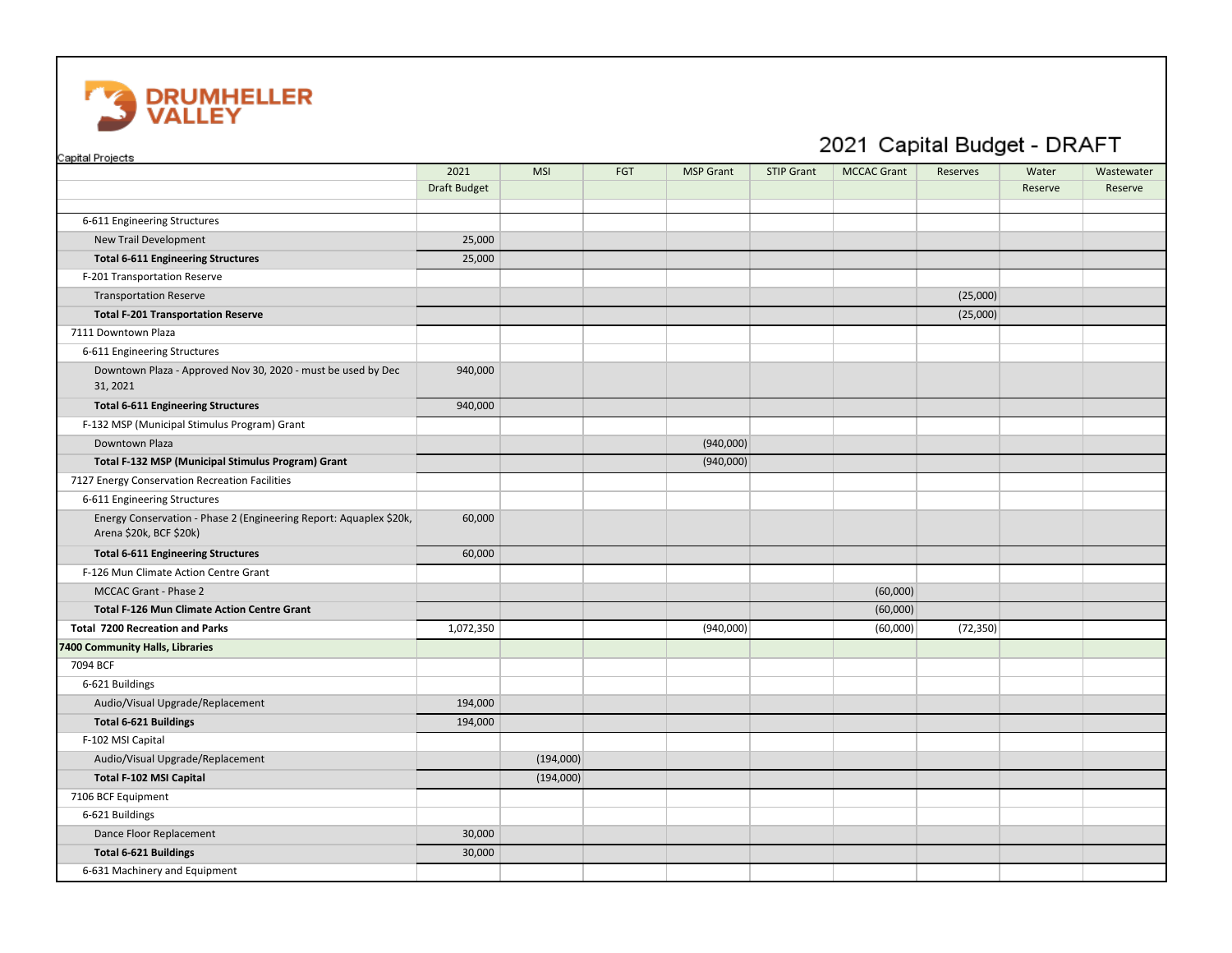# 2021 Capital Budget - DRAFT

Capital Projects

| | 2021 Draft Budget | MSI | FGT | MSP Grant | STIP Grant | MCCAC Grant | Reserves | Water Reserve | Wastewater Reserve |
|---|---|---|---|---|---|---|---|---|---|
| 6-611 Engineering Structures | | | | | | | | | |
| New Trail Development | 25,000 | | | | | | | | |
| **Total 6-611 Engineering Structures** | 25,000 | | | | | | | | |
| F-201 Transportation Reserve | | | | | | | | | |
| Transportation Reserve | | | | | | | (25,000) | | |
| **Total F-201 Transportation Reserve** | | | | | | | (25,000) | | |
| 7111 Downtown Plaza | | | | | | | | | |
| 6-611 Engineering Structures | | | | | | | | | |
| Downtown Plaza - Approved Nov 30, 2020 - must be used by Dec 31, 2021 | 940,000 | | | | | | | | |
| **Total 6-611 Engineering Structures** | 940,000 | | | | | | | | |
| F-132 MSP (Municipal Stimulus Program) Grant | | | | | | | | | |
| Downtown Plaza | | | | (940,000) | | | | | |
| **Total F-132 MSP (Municipal Stimulus Program) Grant** | | | | (940,000) | | | | | |
| 7127 Energy Conservation Recreation Facilities | | | | | | | | | |
| 6-611 Engineering Structures | | | | | | | | | |
| Energy Conservation - Phase 2 (Engineering Report: Aquaplex $20k, Arena $20k, BCF $20k) | 60,000 | | | | | | | | |
| **Total 6-611 Engineering Structures** | 60,000 | | | | | | | | |
| F-126 Mun Climate Action Centre Grant | | | | | | | | | |
| MCCAC Grant - Phase 2 | | | | | | (60,000) | | | |
| **Total F-126 Mun Climate Action Centre Grant** | | | | | | (60,000) | | | |
| **Total 7200 Recreation and Parks** | 1,072,350 | | | (940,000) | | (60,000) | (72,350) | | |
| **7400 Community Halls, Libraries** | | | | | | | | | |
| 7094 BCF | | | | | | | | | |
| 6-621 Buildings | | | | | | | | | |
| Audio/Visual Upgrade/Replacement | 194,000 | | | | | | | | |
| **Total 6-621 Buildings** | 194,000 | | | | | | | | |
| F-102 MSI Capital | | | | | | | | | |
| Audio/Visual Upgrade/Replacement | | (194,000) | | | | | | | |
| **Total F-102 MSI Capital** | | (194,000) | | | | | | | |
| 7106 BCF Equipment | | | | | | | | | |
| 6-621 Buildings | | | | | | | | | |
| Dance Floor Replacement | 30,000 | | | | | | | | |
| **Total 6-621 Buildings** | 30,000 | | | | | | | | |
| 6-631 Machinery and Equipment | | | | | | | | | |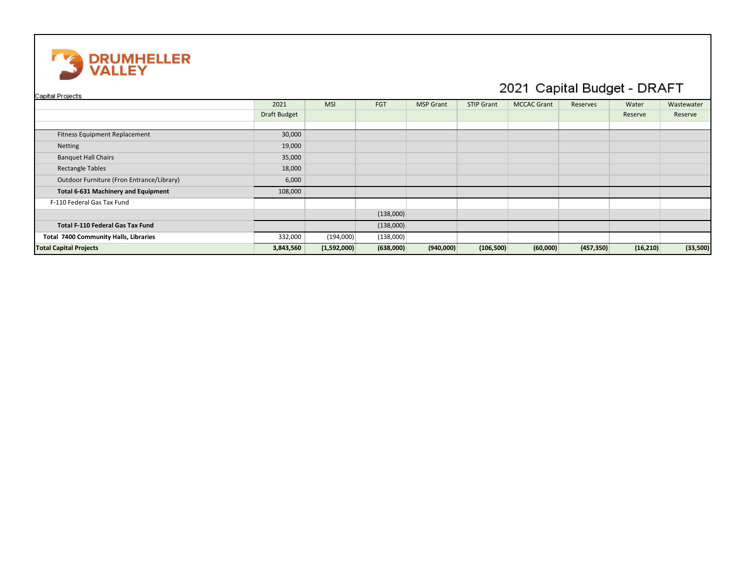DRUMHELLER VALLEY

# 2021 Capital Budget - DRAFT

Capital Projects

| | 2021 Draft Budget | MSI | FGT | MSP Grant | STIP Grant | MCCAC Grant | Reserves | Water Reserve | Wastewater Reserve |
|---|---|---|---|---|---|---|---|---|---|
| | | | | | | | | | |
| Fitness Equipment Replacement | 30,000 | | | | | | | | |
| Netting | 19,000 | | | | | | | | |
| Banquet Hall Chairs | 35,000 | | | | | | | | |
| Rectangle Tables | 18,000 | | | | | | | | |
| Outdoor Furniture (Fron Entrance/Library) | 6,000 | | | | | | | | |
| **Total 6-631 Machinery and Equipment** | 108,000 | | | | | | | | |
| F-110 Federal Gas Tax Fund | | | | | | | | | |
| | | | (138,000) | | | | | | |
| **Total F-110 Federal Gas Tax Fund** | | | (138,000) | | | | | | |
| **Total 7400 Community Halls, Libraries** | 332,000 | (194,000) | (138,000) | | | | | | |
| **Total Capital Projects** | **3,843,560** | **(1,592,000)** | **(638,000)** | **(940,000)** | **(106,500)** | **(60,000)** | **(457,350)** | **(16,210)** | **(33,500)** |